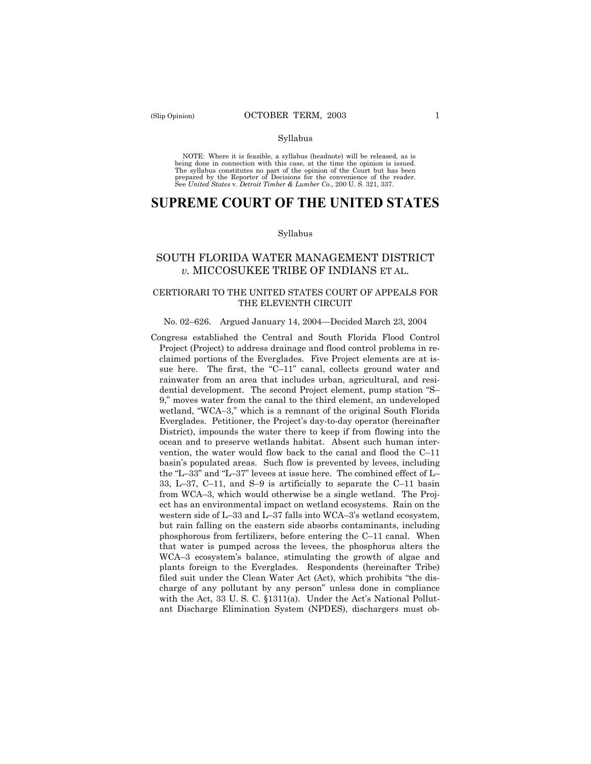Syllabus

NOTE: Where it is feasible, a syllabus (headnote) will be released, as is being done in connection with this case, at the time the opinion is issued. The syllabus constitutes no part of the opinion of the Court but has been prepared by the Reporter of Decisions for the convenience of the reader. See *United States* v. *Detroit Timber & Lumber Co.*, 200 U. S. 321, 337.

# SUPREME COURT OF THE UNITED STATES

Syllabus

## SOUTH FLORIDA WATER MANAGEMENT DISTRICT *v.* MICCOSUKEE TRIBE OF INDIANS ET AL.

### CERTIORARI TO THE UNITED STATES COURT OF APPEALS FOR THE ELEVENTH CIRCUIT

No. 02–626. Argued January 14, 2004—Decided March 23, 2004

Congress established the Central and South Florida Flood Control Project (Project) to address drainage and flood control problems in reclaimed portions of the Everglades. Five Project elements are at issue here. The first, the "C–11" canal, collects ground water and rainwater from an area that includes urban, agricultural, and residential development. The second Project element, pump station "S–9," moves water from the canal to the third element, an undeveloped wetland, "WCA–3," which is a remnant of the original South Florida Everglades. Petitioner, the Project's day-to-day operator (hereinafter District), impounds the water there to keep if from flowing into the ocean and to preserve wetlands habitat. Absent such human intervention, the water would flow back to the canal and flood the C–11 basin's populated areas. Such flow is prevented by levees, including the "L–33" and "L–37" levees at issue here. The combined effect of L–33, L–37, C–11, and S–9 is artificially to separate the C–11 basin from WCA–3, which would otherwise be a single wetland. The Project has an environmental impact on wetland ecosystems. Rain on the western side of L–33 and L–37 falls into WCA–3's wetland ecosystem, but rain falling on the eastern side absorbs contaminants, including phosphorous from fertilizers, before entering the C–11 canal. When that water is pumped across the levees, the phosphorus alters the WCA–3 ecosystem's balance, stimulating the growth of algae and plants foreign to the Everglades. Respondents (hereinafter Tribe) filed suit under the Clean Water Act (Act), which prohibits "the discharge of any pollutant by any person" unless done in compliance with the Act, 33 U. S. C. §1311(a). Under the Act's National Pollutant Discharge Elimination System (NPDES), dischargers must ob-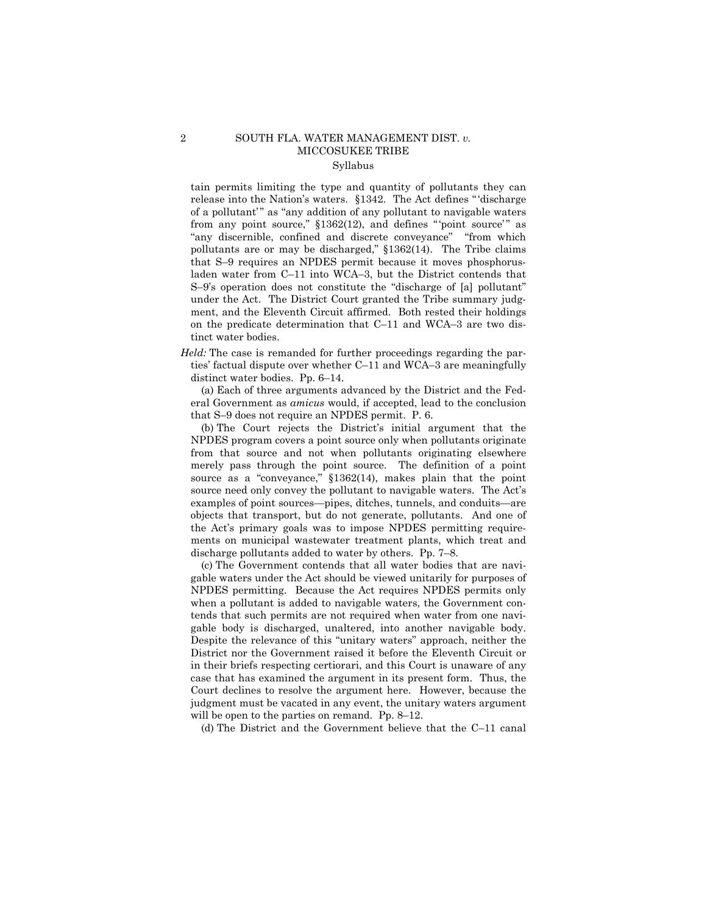tain permits limiting the type and quantity of pollutants they can release into the Nation's waters. §1342. The Act defines "'discharge of a pollutant'" as "any addition of any pollutant to navigable waters from any point source," §1362(12), and defines "'point source'" as "any discernible, confined and discrete conveyance" "from which pollutants are or may be discharged," §1362(14). The Tribe claims that S–9 requires an NPDES permit because it moves phosphorus-laden water from C–11 into WCA–3, but the District contends that S–9's operation does not constitute the "discharge of [a] pollutant" under the Act. The District Court granted the Tribe summary judgment, and the Eleventh Circuit affirmed. Both rested their holdings on the predicate determination that C–11 and WCA–3 are two distinct water bodies.

*Held:* The case is remanded for further proceedings regarding the parties' factual dispute over whether C–11 and WCA–3 are meaningfully distinct water bodies. Pp. 6–14.

(a) Each of three arguments advanced by the District and the Federal Government as *amicus* would, if accepted, lead to the conclusion that S–9 does not require an NPDES permit. P. 6.

(b) The Court rejects the District's initial argument that the NPDES program covers a point source only when pollutants originate from that source and not when pollutants originating elsewhere merely pass through the point source. The definition of a point source as a "conveyance," §1362(14), makes plain that the point source need only convey the pollutant to navigable waters. The Act's examples of point sources—pipes, ditches, tunnels, and conduits—are objects that transport, but do not generate, pollutants. And one of the Act's primary goals was to impose NPDES permitting requirements on municipal wastewater treatment plants, which treat and discharge pollutants added to water by others. Pp. 7–8.

(c) The Government contends that all water bodies that are navigable waters under the Act should be viewed unitarily for purposes of NPDES permitting. Because the Act requires NPDES permits only when a pollutant is added to navigable waters, the Government contends that such permits are not required when water from one navigable body is discharged, unaltered, into another navigable body. Despite the relevance of this "unitary waters" approach, neither the District nor the Government raised it before the Eleventh Circuit or in their briefs respecting certiorari, and this Court is unaware of any case that has examined the argument in its present form. Thus, the Court declines to resolve the argument here. However, because the judgment must be vacated in any event, the unitary waters argument will be open to the parties on remand. Pp. 8–12.

(d) The District and the Government believe that the C–11 canal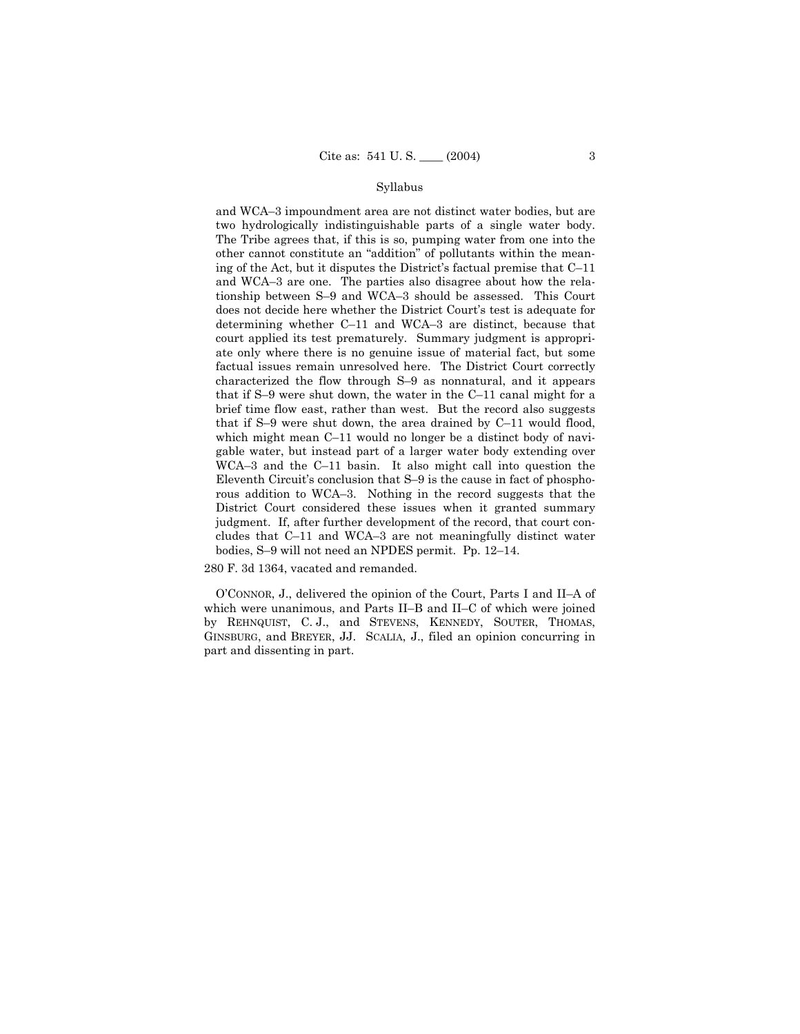## Syllabus

and WCA–3 impoundment area are not distinct water bodies, but are two hydrologically indistinguishable parts of a single water body. The Tribe agrees that, if this is so, pumping water from one into the other cannot constitute an "addition" of pollutants within the meaning of the Act, but it disputes the District's factual premise that C–11 and WCA–3 are one. The parties also disagree about how the relationship between S–9 and WCA–3 should be assessed. This Court does not decide here whether the District Court's test is adequate for determining whether C–11 and WCA–3 are distinct, because that court applied its test prematurely. Summary judgment is appropriate only where there is no genuine issue of material fact, but some factual issues remain unresolved here. The District Court correctly characterized the flow through S–9 as nonnatural, and it appears that if S–9 were shut down, the water in the C–11 canal might for a brief time flow east, rather than west. But the record also suggests that if S–9 were shut down, the area drained by C–11 would flood, which might mean C–11 would no longer be a distinct body of navigable water, but instead part of a larger water body extending over WCA–3 and the C–11 basin. It also might call into question the Eleventh Circuit's conclusion that S–9 is the cause in fact of phosphorous addition to WCA–3. Nothing in the record suggests that the District Court considered these issues when it granted summary judgment. If, after further development of the record, that court concludes that C–11 and WCA–3 are not meaningfully distinct water bodies, S–9 will not need an NPDES permit. Pp. 12–14.

280 F. 3d 1364, vacated and remanded.

O'CONNOR, J., delivered the opinion of the Court, Parts I and II–A of which were unanimous, and Parts II–B and II–C of which were joined by REHNQUIST, C. J., and STEVENS, KENNEDY, SOUTER, THOMAS, GINSBURG, and BREYER, JJ. SCALIA, J., filed an opinion concurring in part and dissenting in part.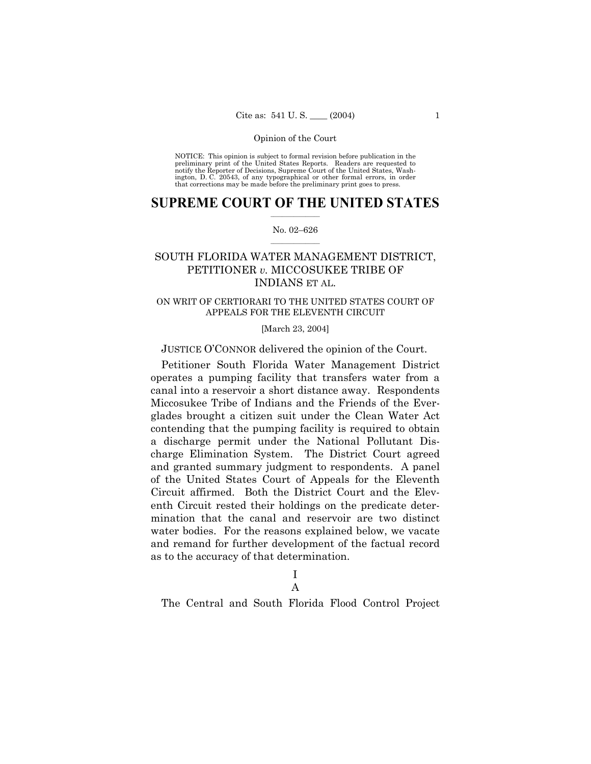NOTICE: This opinion is subject to formal revision before publication in the preliminary print of the United States Reports. Readers are requested to notify the Reporter of Decisions, Supreme Court of the United States, Washington, D. C. 20543, of any typographical or other formal errors, in order that corrections may be made before the preliminary print goes to press.

# SUPREME COURT OF THE UNITED STATES

No. 02–626

## SOUTH FLORIDA WATER MANAGEMENT DISTRICT, PETITIONER *v.* MICCOSUKEE TRIBE OF INDIANS ET AL.

ON WRIT OF CERTIORARI TO THE UNITED STATES COURT OF APPEALS FOR THE ELEVENTH CIRCUIT

[March 23, 2004]

JUSTICE O'CONNOR delivered the opinion of the Court.

Petitioner South Florida Water Management District operates a pumping facility that transfers water from a canal into a reservoir a short distance away. Respondents Miccosukee Tribe of Indians and the Friends of the Everglades brought a citizen suit under the Clean Water Act contending that the pumping facility is required to obtain a discharge permit under the National Pollutant Discharge Elimination System. The District Court agreed and granted summary judgment to respondents. A panel of the United States Court of Appeals for the Eleventh Circuit affirmed. Both the District Court and the Eleventh Circuit rested their holdings on the predicate determination that the canal and reservoir are two distinct water bodies. For the reasons explained below, we vacate and remand for further development of the factual record as to the accuracy of that determination.

I

A

The Central and South Florida Flood Control Project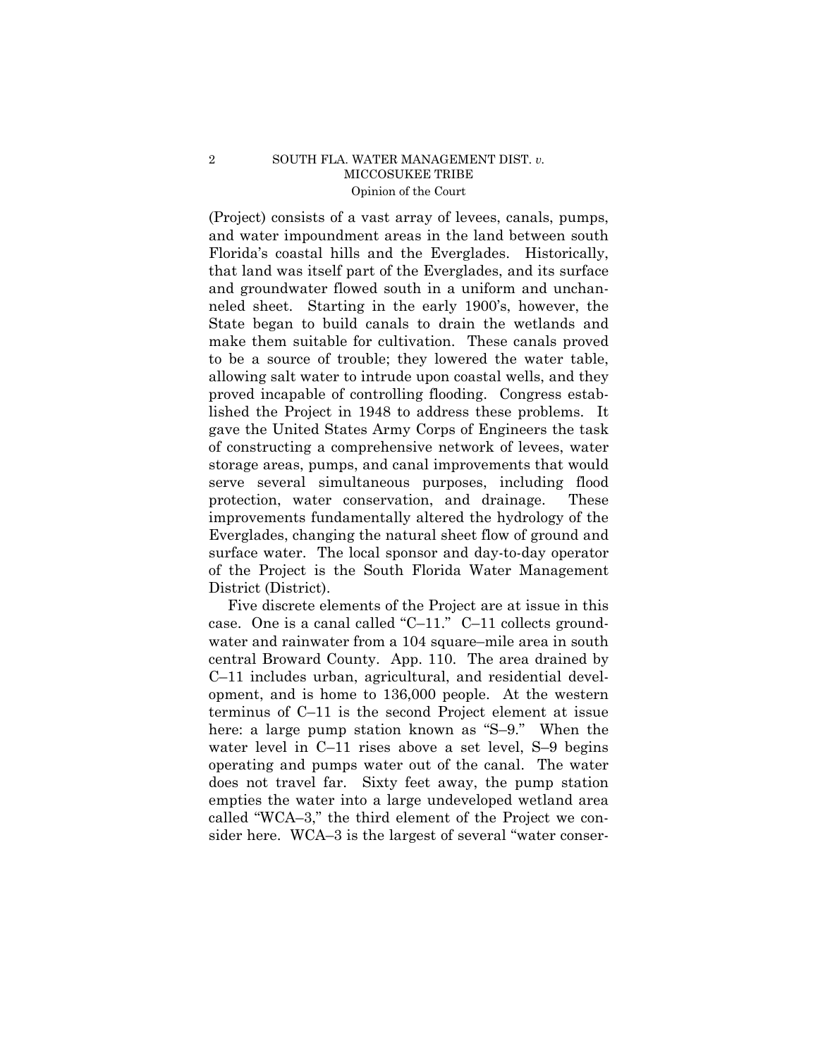(Project) consists of a vast array of levees, canals, pumps, and water impoundment areas in the land between south Florida's coastal hills and the Everglades. Historically, that land was itself part of the Everglades, and its surface and groundwater flowed south in a uniform and unchanneled sheet. Starting in the early 1900's, however, the State began to build canals to drain the wetlands and make them suitable for cultivation. These canals proved to be a source of trouble; they lowered the water table, allowing salt water to intrude upon coastal wells, and they proved incapable of controlling flooding. Congress established the Project in 1948 to address these problems. It gave the United States Army Corps of Engineers the task of constructing a comprehensive network of levees, water storage areas, pumps, and canal improvements that would serve several simultaneous purposes, including flood protection, water conservation, and drainage. These improvements fundamentally altered the hydrology of the Everglades, changing the natural sheet flow of ground and surface water. The local sponsor and day-to-day operator of the Project is the South Florida Water Management District (District).

Five discrete elements of the Project are at issue in this case. One is a canal called "C–11." C–11 collects groundwater and rainwater from a 104 square–mile area in south central Broward County. App. 110. The area drained by C–11 includes urban, agricultural, and residential development, and is home to 136,000 people. At the western terminus of C–11 is the second Project element at issue here: a large pump station known as "S–9." When the water level in C–11 rises above a set level, S–9 begins operating and pumps water out of the canal. The water does not travel far. Sixty feet away, the pump station empties the water into a large undeveloped wetland area called "WCA–3," the third element of the Project we consider here. WCA–3 is the largest of several "water conser-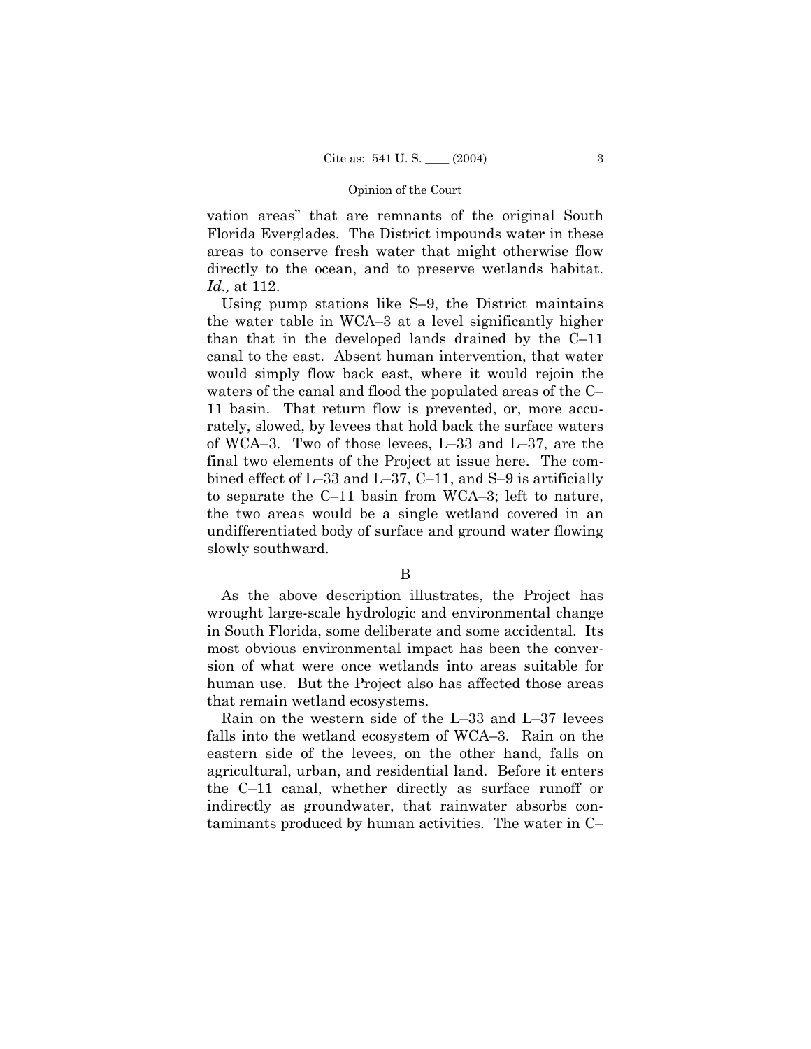vation areas" that are remnants of the original South Florida Everglades. The District impounds water in these areas to conserve fresh water that might otherwise flow directly to the ocean, and to preserve wetlands habitat. *Id.,* at 112.

Using pump stations like S–9, the District maintains the water table in WCA–3 at a level significantly higher than that in the developed lands drained by the C–11 canal to the east. Absent human intervention, that water would simply flow back east, where it would rejoin the waters of the canal and flood the populated areas of the C–11 basin. That return flow is prevented, or, more accurately, slowed, by levees that hold back the surface waters of WCA–3. Two of those levees, L–33 and L–37, are the final two elements of the Project at issue here. The combined effect of L–33 and L–37, C–11, and S–9 is artificially to separate the C–11 basin from WCA–3; left to nature, the two areas would be a single wetland covered in an undifferentiated body of surface and ground water flowing slowly southward.

B

As the above description illustrates, the Project has wrought large-scale hydrologic and environmental change in South Florida, some deliberate and some accidental. Its most obvious environmental impact has been the conversion of what were once wetlands into areas suitable for human use. But the Project also has affected those areas that remain wetland ecosystems.

Rain on the western side of the L–33 and L–37 levees falls into the wetland ecosystem of WCA–3. Rain on the eastern side of the levees, on the other hand, falls on agricultural, urban, and residential land. Before it enters the C–11 canal, whether directly as surface runoff or indirectly as groundwater, that rainwater absorbs contaminants produced by human activities. The water in C–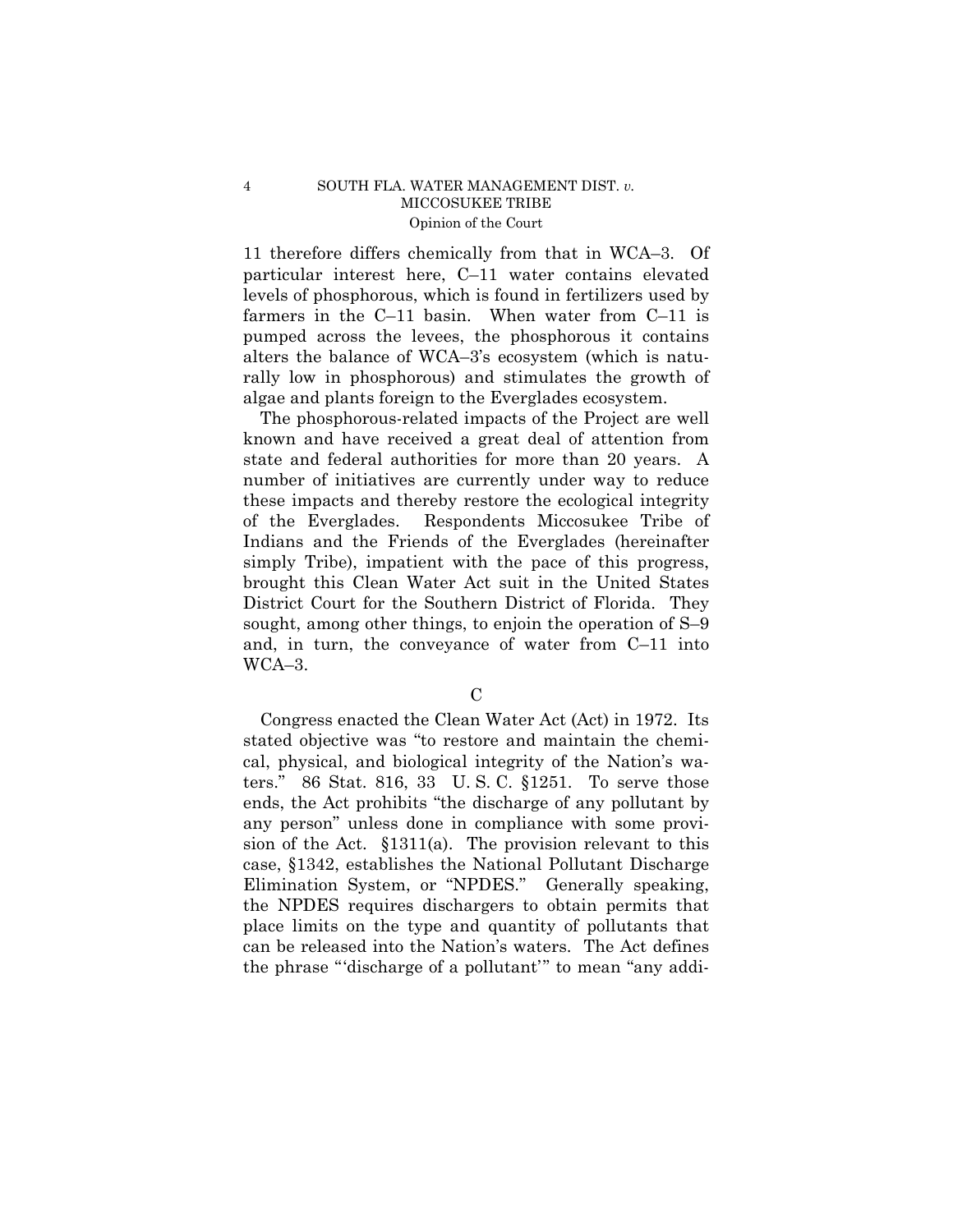11 therefore differs chemically from that in WCA–3. Of particular interest here, C–11 water contains elevated levels of phosphorous, which is found in fertilizers used by farmers in the C–11 basin. When water from C–11 is pumped across the levees, the phosphorous it contains alters the balance of WCA–3's ecosystem (which is naturally low in phosphorous) and stimulates the growth of algae and plants foreign to the Everglades ecosystem.

The phosphorous-related impacts of the Project are well known and have received a great deal of attention from state and federal authorities for more than 20 years. A number of initiatives are currently under way to reduce these impacts and thereby restore the ecological integrity of the Everglades. Respondents Miccosukee Tribe of Indians and the Friends of the Everglades (hereinafter simply Tribe), impatient with the pace of this progress, brought this Clean Water Act suit in the United States District Court for the Southern District of Florida. They sought, among other things, to enjoin the operation of S–9 and, in turn, the conveyance of water from C–11 into WCA–3.

### C

Congress enacted the Clean Water Act (Act) in 1972. Its stated objective was "to restore and maintain the chemical, physical, and biological integrity of the Nation's waters." 86 Stat. 816, 33 U. S. C. §1251. To serve those ends, the Act prohibits "the discharge of any pollutant by any person" unless done in compliance with some provision of the Act. §1311(a). The provision relevant to this case, §1342, establishes the National Pollutant Discharge Elimination System, or "NPDES." Generally speaking, the NPDES requires dischargers to obtain permits that place limits on the type and quantity of pollutants that can be released into the Nation's waters. The Act defines the phrase "'discharge of a pollutant'" to mean "any addi-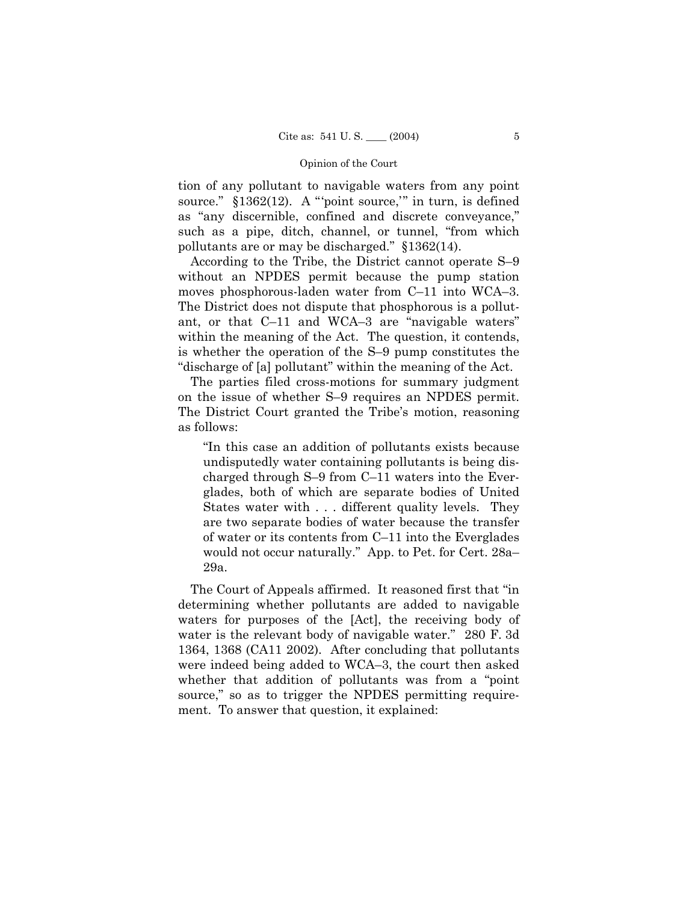tion of any pollutant to navigable waters from any point source." §1362(12). A "'point source,'" in turn, is defined as "any discernible, confined and discrete conveyance," such as a pipe, ditch, channel, or tunnel, "from which pollutants are or may be discharged." §1362(14).

According to the Tribe, the District cannot operate S–9 without an NPDES permit because the pump station moves phosphorous-laden water from C–11 into WCA–3. The District does not dispute that phosphorous is a pollutant, or that C–11 and WCA–3 are "navigable waters" within the meaning of the Act. The question, it contends, is whether the operation of the S–9 pump constitutes the "discharge of [a] pollutant" within the meaning of the Act.

The parties filed cross-motions for summary judgment on the issue of whether S–9 requires an NPDES permit. The District Court granted the Tribe's motion, reasoning as follows:

> "In this case an addition of pollutants exists because undisputedly water containing pollutants is being discharged through S–9 from C–11 waters into the Everglades, both of which are separate bodies of United States water with . . . different quality levels. They are two separate bodies of water because the transfer of water or its contents from C–11 into the Everglades would not occur naturally." App. to Pet. for Cert. 28a–29a.

The Court of Appeals affirmed. It reasoned first that "in determining whether pollutants are added to navigable waters for purposes of the [Act], the receiving body of water is the relevant body of navigable water." 280 F. 3d 1364, 1368 (CA11 2002). After concluding that pollutants were indeed being added to WCA–3, the court then asked whether that addition of pollutants was from a "point source," so as to trigger the NPDES permitting requirement. To answer that question, it explained: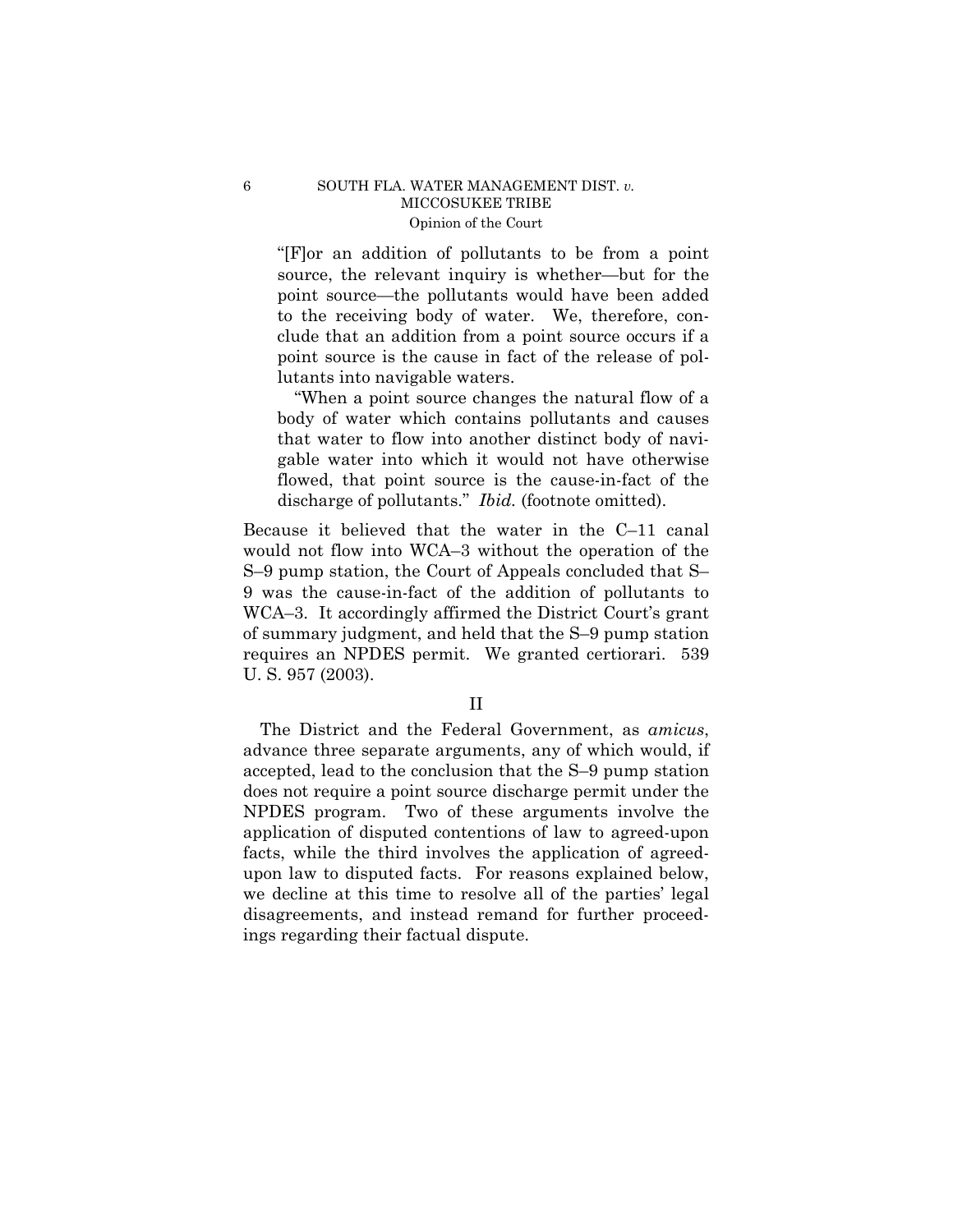> "[F]or an addition of pollutants to be from a point source, the relevant inquiry is whether—but for the point source—the pollutants would have been added to the receiving body of water. We, therefore, conclude that an addition from a point source occurs if a point source is the cause in fact of the release of pollutants into navigable waters.
>
> "When a point source changes the natural flow of a body of water which contains pollutants and causes that water to flow into another distinct body of navigable water into which it would not have otherwise flowed, that point source is the cause-in-fact of the discharge of pollutants." *Ibid.* (footnote omitted).

Because it believed that the water in the C–11 canal would not flow into WCA–3 without the operation of the S–9 pump station, the Court of Appeals concluded that S–9 was the cause-in-fact of the addition of pollutants to WCA–3. It accordingly affirmed the District Court's grant of summary judgment, and held that the S–9 pump station requires an NPDES permit. We granted certiorari. 539 U. S. 957 (2003).

## II

The District and the Federal Government, as *amicus*, advance three separate arguments, any of which would, if accepted, lead to the conclusion that the S–9 pump station does not require a point source discharge permit under the NPDES program. Two of these arguments involve the application of disputed contentions of law to agreed-upon facts, while the third involves the application of agreed-upon law to disputed facts. For reasons explained below, we decline at this time to resolve all of the parties' legal disagreements, and instead remand for further proceedings regarding their factual dispute.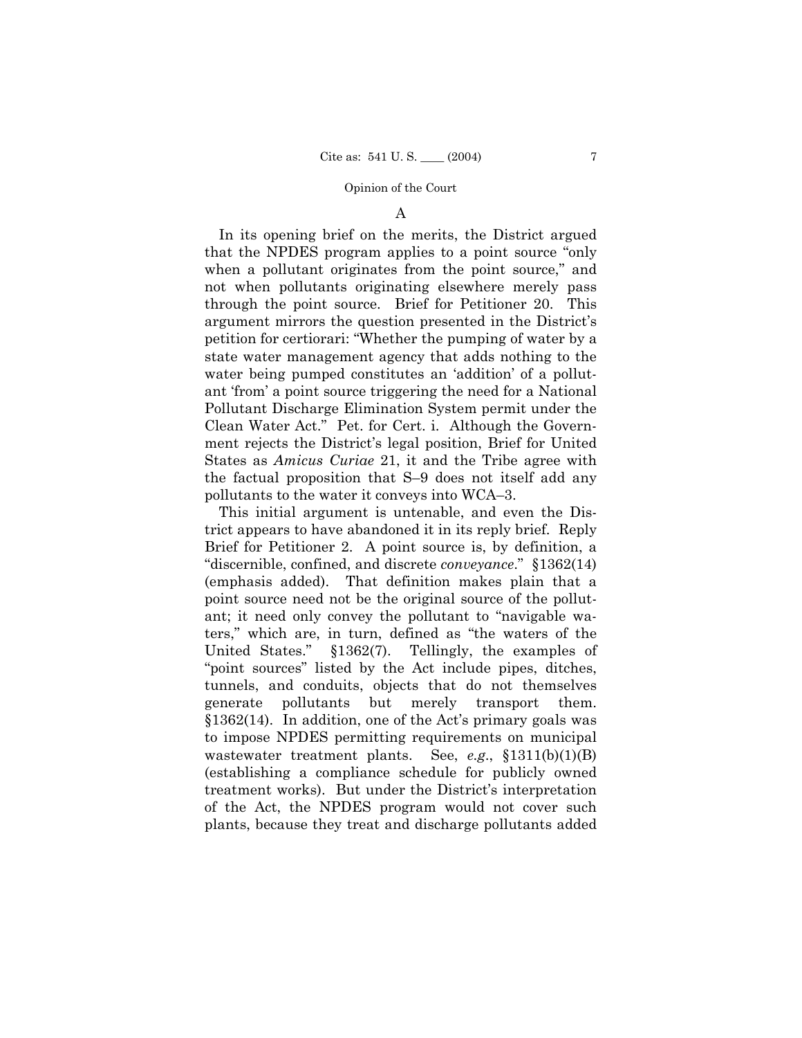### A

In its opening brief on the merits, the District argued that the NPDES program applies to a point source "only when a pollutant originates from the point source," and not when pollutants originating elsewhere merely pass through the point source. Brief for Petitioner 20. This argument mirrors the question presented in the District's petition for certiorari: "Whether the pumping of water by a state water management agency that adds nothing to the water being pumped constitutes an 'addition' of a pollutant 'from' a point source triggering the need for a National Pollutant Discharge Elimination System permit under the Clean Water Act." Pet. for Cert. i. Although the Government rejects the District's legal position, Brief for United States as *Amicus Curiae* 21, it and the Tribe agree with the factual proposition that S–9 does not itself add any pollutants to the water it conveys into WCA–3.

This initial argument is untenable, and even the District appears to have abandoned it in its reply brief. Reply Brief for Petitioner 2. A point source is, by definition, a "discernible, confined, and discrete *conveyance*." §1362(14) (emphasis added). That definition makes plain that a point source need not be the original source of the pollutant; it need only convey the pollutant to "navigable waters," which are, in turn, defined as "the waters of the United States." §1362(7). Tellingly, the examples of "point sources" listed by the Act include pipes, ditches, tunnels, and conduits, objects that do not themselves generate pollutants but merely transport them. §1362(14). In addition, one of the Act's primary goals was to impose NPDES permitting requirements on municipal wastewater treatment plants. See, *e.g.*, §1311(b)(1)(B) (establishing a compliance schedule for publicly owned treatment works). But under the District's interpretation of the Act, the NPDES program would not cover such plants, because they treat and discharge pollutants added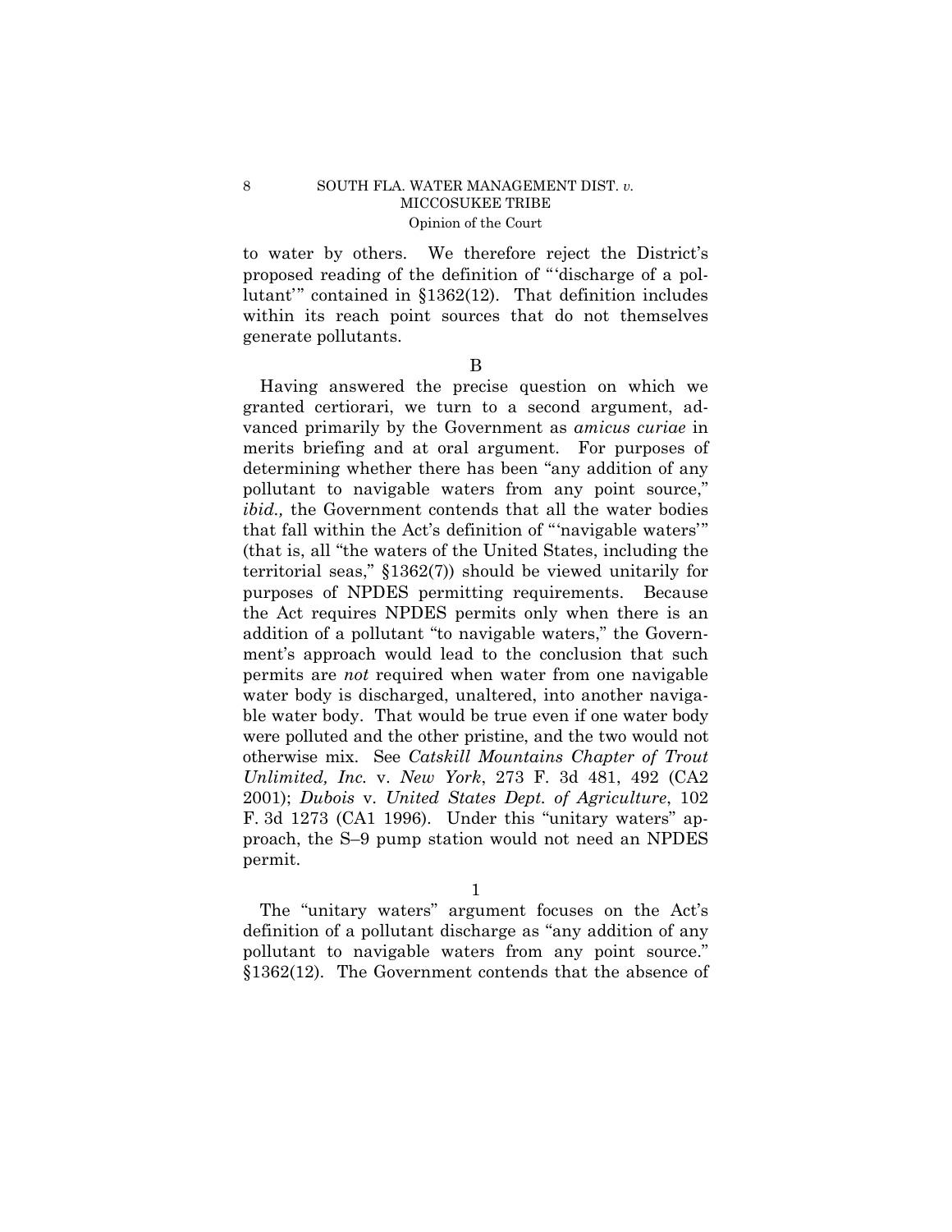to water by others. We therefore reject the District's proposed reading of the definition of "'discharge of a pollutant'" contained in §1362(12). That definition includes within its reach point sources that do not themselves generate pollutants.

B

Having answered the precise question on which we granted certiorari, we turn to a second argument, advanced primarily by the Government as *amicus curiae* in merits briefing and at oral argument. For purposes of determining whether there has been "any addition of any pollutant to navigable waters from any point source," *ibid.,* the Government contends that all the water bodies that fall within the Act's definition of "'navigable waters'" (that is, all "the waters of the United States, including the territorial seas," §1362(7)) should be viewed unitarily for purposes of NPDES permitting requirements. Because the Act requires NPDES permits only when there is an addition of a pollutant "to navigable waters," the Government's approach would lead to the conclusion that such permits are *not* required when water from one navigable water body is discharged, unaltered, into another navigable water body. That would be true even if one water body were polluted and the other pristine, and the two would not otherwise mix. See *Catskill Mountains Chapter of Trout Unlimited, Inc.* v. *New York*, 273 F. 3d 481, 492 (CA2 2001); *Dubois* v. *United States Dept. of Agriculture*, 102 F. 3d 1273 (CA1 1996). Under this "unitary waters" approach, the S–9 pump station would not need an NPDES permit.

1

The "unitary waters" argument focuses on the Act's definition of a pollutant discharge as "any addition of any pollutant to navigable waters from any point source." §1362(12). The Government contends that the absence of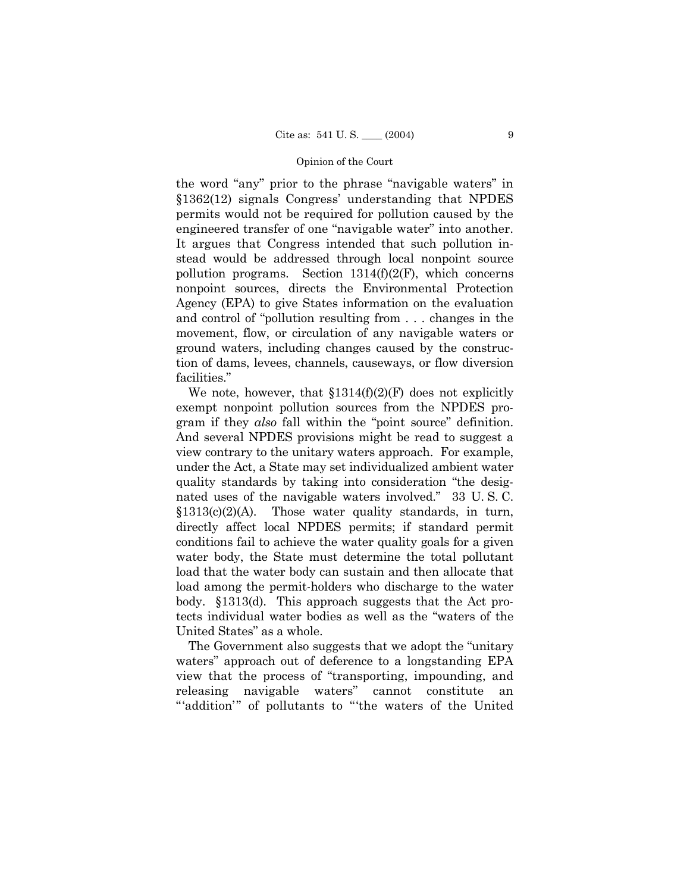the word "any" prior to the phrase "navigable waters" in §1362(12) signals Congress' understanding that NPDES permits would not be required for pollution caused by the engineered transfer of one "navigable water" into another. It argues that Congress intended that such pollution instead would be addressed through local nonpoint source pollution programs. Section 1314(f)(2(F), which concerns nonpoint sources, directs the Environmental Protection Agency (EPA) to give States information on the evaluation and control of "pollution resulting from . . . changes in the movement, flow, or circulation of any navigable waters or ground waters, including changes caused by the construction of dams, levees, channels, causeways, or flow diversion facilities."

We note, however, that §1314(f)(2)(F) does not explicitly exempt nonpoint pollution sources from the NPDES program if they *also* fall within the "point source" definition. And several NPDES provisions might be read to suggest a view contrary to the unitary waters approach. For example, under the Act, a State may set individualized ambient water quality standards by taking into consideration "the designated uses of the navigable waters involved." 33 U. S. C. §1313(c)(2)(A). Those water quality standards, in turn, directly affect local NPDES permits; if standard permit conditions fail to achieve the water quality goals for a given water body, the State must determine the total pollutant load that the water body can sustain and then allocate that load among the permit-holders who discharge to the water body. §1313(d). This approach suggests that the Act protects individual water bodies as well as the "waters of the United States" as a whole.

The Government also suggests that we adopt the "unitary waters" approach out of deference to a longstanding EPA view that the process of "transporting, impounding, and releasing navigable waters" cannot constitute an "'addition'" of pollutants to "'the waters of the United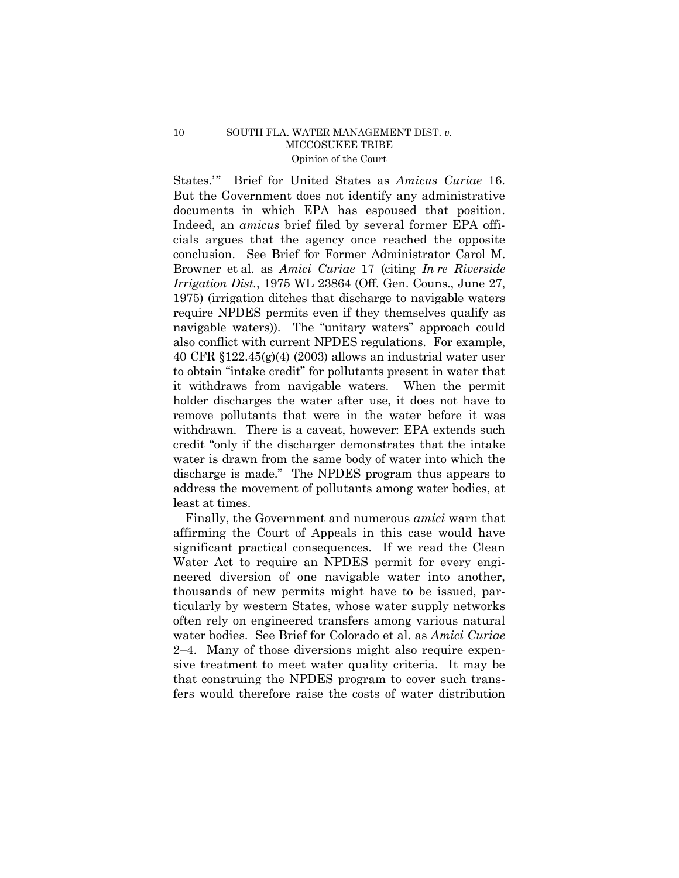States.'" Brief for United States as *Amicus Curiae* 16. But the Government does not identify any administrative documents in which EPA has espoused that position. Indeed, an *amicus* brief filed by several former EPA officials argues that the agency once reached the opposite conclusion. See Brief for Former Administrator Carol M. Browner et al. as *Amici Curiae* 17 (citing *In re Riverside Irrigation Dist.*, 1975 WL 23864 (Off. Gen. Couns., June 27, 1975) (irrigation ditches that discharge to navigable waters require NPDES permits even if they themselves qualify as navigable waters)). The "unitary waters" approach could also conflict with current NPDES regulations. For example, 40 CFR §122.45(g)(4) (2003) allows an industrial water user to obtain "intake credit" for pollutants present in water that it withdraws from navigable waters. When the permit holder discharges the water after use, it does not have to remove pollutants that were in the water before it was withdrawn. There is a caveat, however: EPA extends such credit "only if the discharger demonstrates that the intake water is drawn from the same body of water into which the discharge is made." The NPDES program thus appears to address the movement of pollutants among water bodies, at least at times.

Finally, the Government and numerous *amici* warn that affirming the Court of Appeals in this case would have significant practical consequences. If we read the Clean Water Act to require an NPDES permit for every engineered diversion of one navigable water into another, thousands of new permits might have to be issued, particularly by western States, whose water supply networks often rely on engineered transfers among various natural water bodies. See Brief for Colorado et al. as *Amici Curiae* 2–4. Many of those diversions might also require expensive treatment to meet water quality criteria. It may be that construing the NPDES program to cover such transfers would therefore raise the costs of water distribution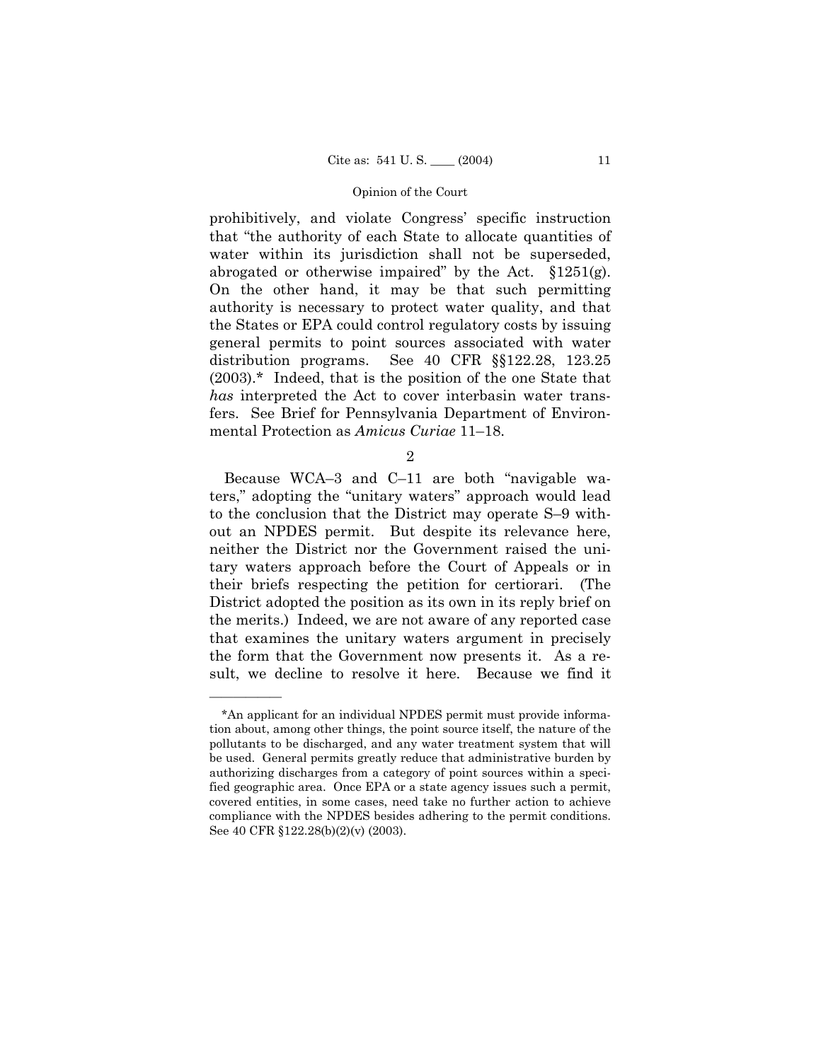prohibitively, and violate Congress' specific instruction that "the authority of each State to allocate quantities of water within its jurisdiction shall not be superseded, abrogated or otherwise impaired" by the Act. §1251(g). On the other hand, it may be that such permitting authority is necessary to protect water quality, and that the States or EPA could control regulatory costs by issuing general permits to point sources associated with water distribution programs. See 40 CFR §§122.28, 123.25 (2003).* Indeed, that is the position of the one State that *has* interpreted the Act to cover interbasin water transfers. See Brief for Pennsylvania Department of Environmental Protection as *Amicus Curiae* 11–18.

2

Because WCA–3 and C–11 are both "navigable waters," adopting the "unitary waters" approach would lead to the conclusion that the District may operate S–9 without an NPDES permit. But despite its relevance here, neither the District nor the Government raised the unitary waters approach before the Court of Appeals or in their briefs respecting the petition for certiorari. (The District adopted the position as its own in its reply brief on the merits.) Indeed, we are not aware of any reported case that examines the unitary waters argument in precisely the form that the Government now presents it. As a result, we decline to resolve it here. Because we find it

---

*An applicant for an individual NPDES permit must provide information about, among other things, the point source itself, the nature of the pollutants to be discharged, and any water treatment system that will be used. General permits greatly reduce that administrative burden by authorizing discharges from a category of point sources within a specified geographic area. Once EPA or a state agency issues such a permit, covered entities, in some cases, need take no further action to achieve compliance with the NPDES besides adhering to the permit conditions. See 40 CFR §122.28(b)(2)(v) (2003).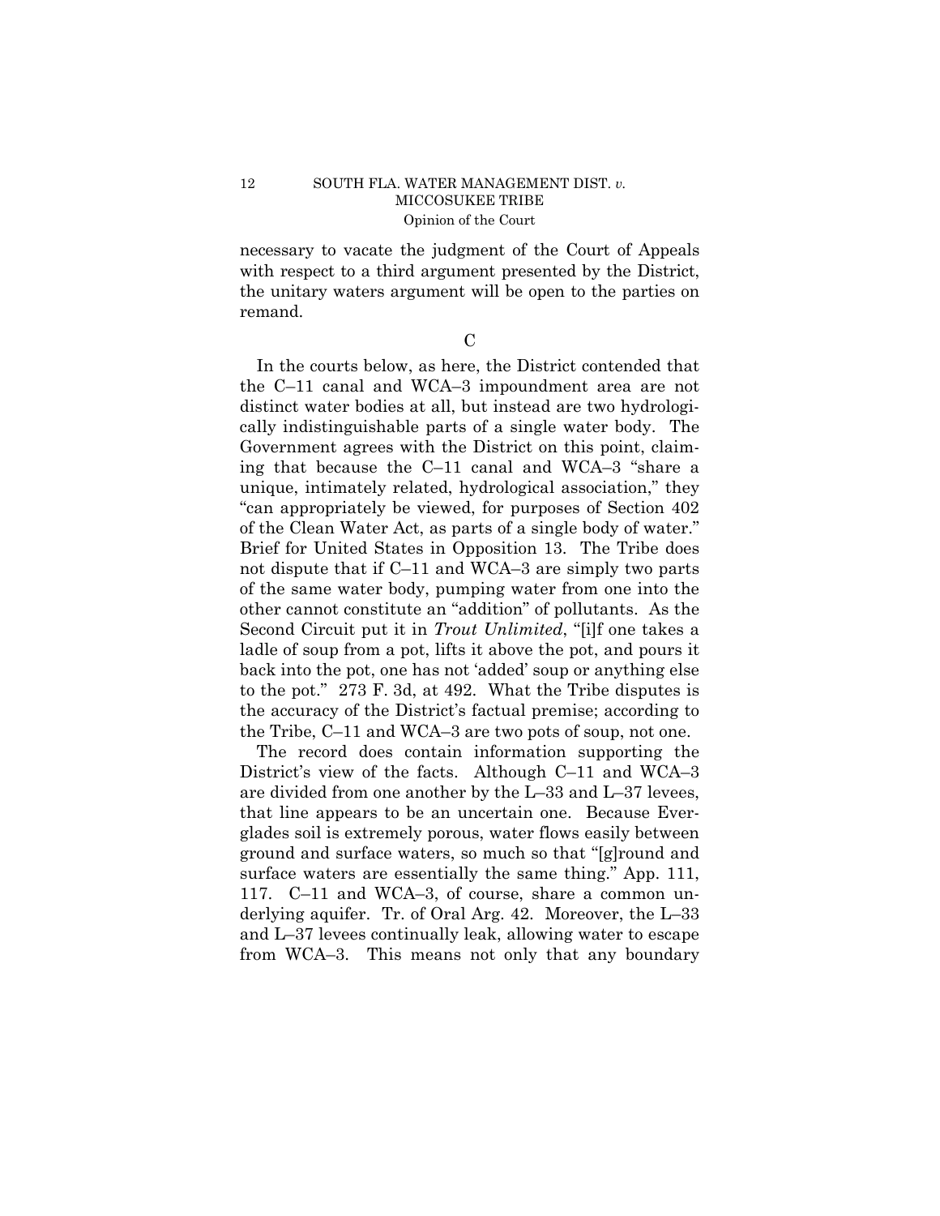necessary to vacate the judgment of the Court of Appeals with respect to a third argument presented by the District, the unitary waters argument will be open to the parties on remand.

C

In the courts below, as here, the District contended that the C–11 canal and WCA–3 impoundment area are not distinct water bodies at all, but instead are two hydrologically indistinguishable parts of a single water body. The Government agrees with the District on this point, claiming that because the C–11 canal and WCA–3 "share a unique, intimately related, hydrological association," they "can appropriately be viewed, for purposes of Section 402 of the Clean Water Act, as parts of a single body of water." Brief for United States in Opposition 13. The Tribe does not dispute that if C–11 and WCA–3 are simply two parts of the same water body, pumping water from one into the other cannot constitute an "addition" of pollutants. As the Second Circuit put it in *Trout Unlimited*, "[i]f one takes a ladle of soup from a pot, lifts it above the pot, and pours it back into the pot, one has not 'added' soup or anything else to the pot." 273 F. 3d, at 492. What the Tribe disputes is the accuracy of the District's factual premise; according to the Tribe, C–11 and WCA–3 are two pots of soup, not one.

The record does contain information supporting the District's view of the facts. Although C–11 and WCA–3 are divided from one another by the L–33 and L–37 levees, that line appears to be an uncertain one. Because Everglades soil is extremely porous, water flows easily between ground and surface waters, so much so that "[g]round and surface waters are essentially the same thing." App. 111, 117. C–11 and WCA–3, of course, share a common underlying aquifer. Tr. of Oral Arg. 42. Moreover, the L–33 and L–37 levees continually leak, allowing water to escape from WCA–3. This means not only that any boundary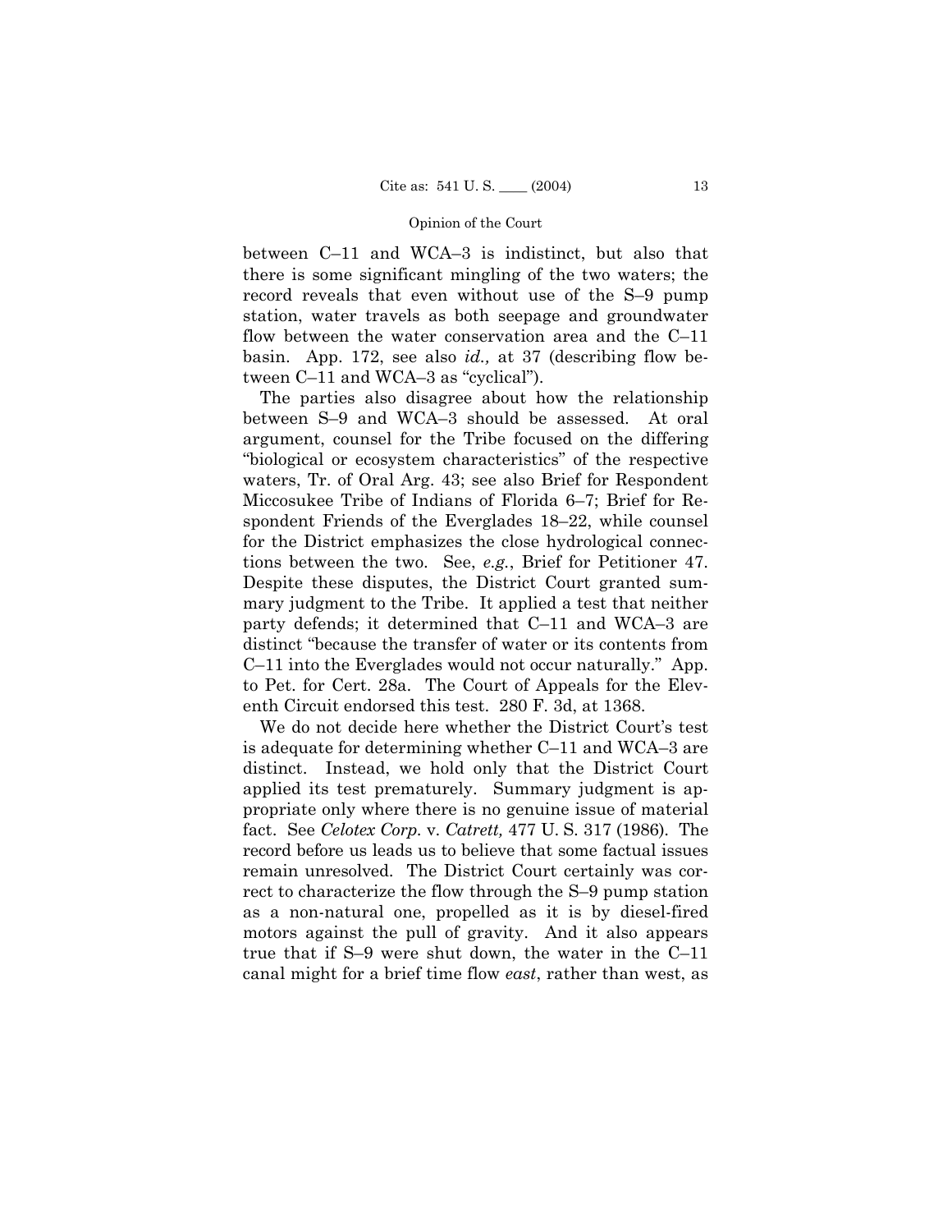between C–11 and WCA–3 is indistinct, but also that there is some significant mingling of the two waters; the record reveals that even without use of the S–9 pump station, water travels as both seepage and groundwater flow between the water conservation area and the C–11 basin. App. 172, see also *id.,* at 37 (describing flow between C–11 and WCA–3 as "cyclical").

The parties also disagree about how the relationship between S–9 and WCA–3 should be assessed. At oral argument, counsel for the Tribe focused on the differing "biological or ecosystem characteristics" of the respective waters, Tr. of Oral Arg. 43; see also Brief for Respondent Miccosukee Tribe of Indians of Florida 6–7; Brief for Respondent Friends of the Everglades 18–22, while counsel for the District emphasizes the close hydrological connections between the two. See, *e.g.*, Brief for Petitioner 47. Despite these disputes, the District Court granted summary judgment to the Tribe. It applied a test that neither party defends; it determined that C–11 and WCA–3 are distinct "because the transfer of water or its contents from C–11 into the Everglades would not occur naturally." App. to Pet. for Cert. 28a. The Court of Appeals for the Eleventh Circuit endorsed this test. 280 F. 3d, at 1368.

We do not decide here whether the District Court's test is adequate for determining whether C–11 and WCA–3 are distinct. Instead, we hold only that the District Court applied its test prematurely. Summary judgment is appropriate only where there is no genuine issue of material fact. See *Celotex Corp.* v. *Catrett,* 477 U. S. 317 (1986). The record before us leads us to believe that some factual issues remain unresolved. The District Court certainly was correct to characterize the flow through the S–9 pump station as a non-natural one, propelled as it is by diesel-fired motors against the pull of gravity. And it also appears true that if S–9 were shut down, the water in the C–11 canal might for a brief time flow *east*, rather than west, as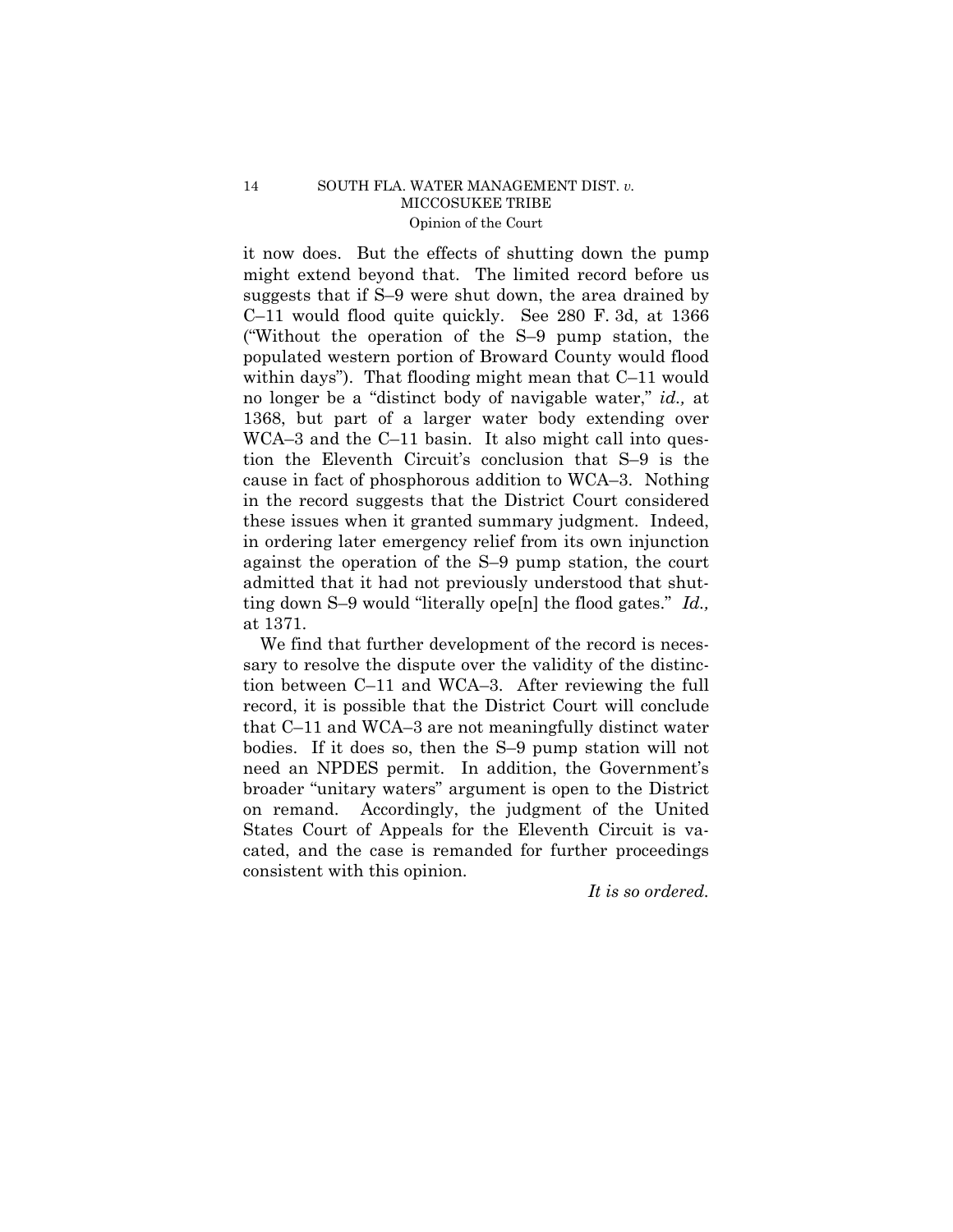it now does. But the effects of shutting down the pump might extend beyond that. The limited record before us suggests that if S–9 were shut down, the area drained by C–11 would flood quite quickly. See 280 F. 3d, at 1366 ("Without the operation of the S–9 pump station, the populated western portion of Broward County would flood within days"). That flooding might mean that C–11 would no longer be a "distinct body of navigable water," *id.,* at 1368, but part of a larger water body extending over WCA–3 and the C–11 basin. It also might call into question the Eleventh Circuit's conclusion that S–9 is the cause in fact of phosphorous addition to WCA–3. Nothing in the record suggests that the District Court considered these issues when it granted summary judgment. Indeed, in ordering later emergency relief from its own injunction against the operation of the S–9 pump station, the court admitted that it had not previously understood that shutting down S–9 would "literally ope[n] the flood gates." *Id.,* at 1371.

We find that further development of the record is necessary to resolve the dispute over the validity of the distinction between C–11 and WCA–3. After reviewing the full record, it is possible that the District Court will conclude that C–11 and WCA–3 are not meaningfully distinct water bodies. If it does so, then the S–9 pump station will not need an NPDES permit. In addition, the Government's broader "unitary waters" argument is open to the District on remand. Accordingly, the judgment of the United States Court of Appeals for the Eleventh Circuit is vacated, and the case is remanded for further proceedings consistent with this opinion.

*It is so ordered.*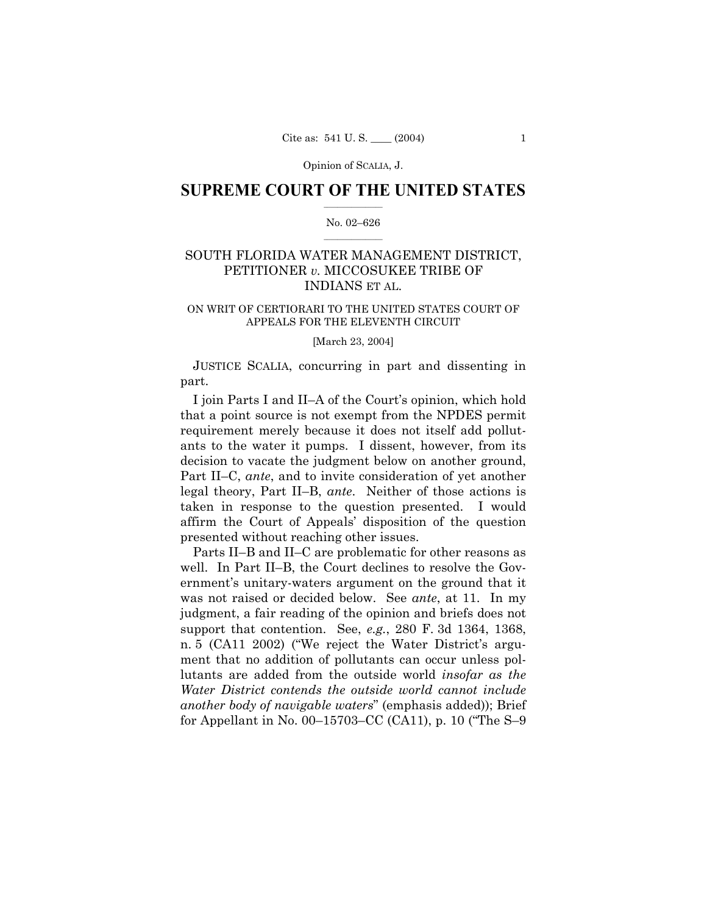Opinion of SCALIA, J.

# SUPREME COURT OF THE UNITED STATES

No. 02–626

## SOUTH FLORIDA WATER MANAGEMENT DISTRICT, PETITIONER *v.* MICCOSUKEE TRIBE OF INDIANS ET AL.

ON WRIT OF CERTIORARI TO THE UNITED STATES COURT OF APPEALS FOR THE ELEVENTH CIRCUIT

[March 23, 2004]

JUSTICE SCALIA, concurring in part and dissenting in part.

I join Parts I and II–A of the Court's opinion, which hold that a point source is not exempt from the NPDES permit requirement merely because it does not itself add pollutants to the water it pumps. I dissent, however, from its decision to vacate the judgment below on another ground, Part II–C, *ante*, and to invite consideration of yet another legal theory, Part II–B, *ante*. Neither of those actions is taken in response to the question presented. I would affirm the Court of Appeals' disposition of the question presented without reaching other issues.

Parts II–B and II–C are problematic for other reasons as well. In Part II–B, the Court declines to resolve the Government's unitary-waters argument on the ground that it was not raised or decided below. See *ante*, at 11. In my judgment, a fair reading of the opinion and briefs does not support that contention. See, *e.g.*, 280 F. 3d 1364, 1368, n. 5 (CA11 2002) ("We reject the Water District's argument that no addition of pollutants can occur unless pollutants are added from the outside world *insofar as the Water District contends the outside world cannot include another body of navigable waters*" (emphasis added)); Brief for Appellant in No. 00–15703–CC (CA11), p. 10 ("The S–9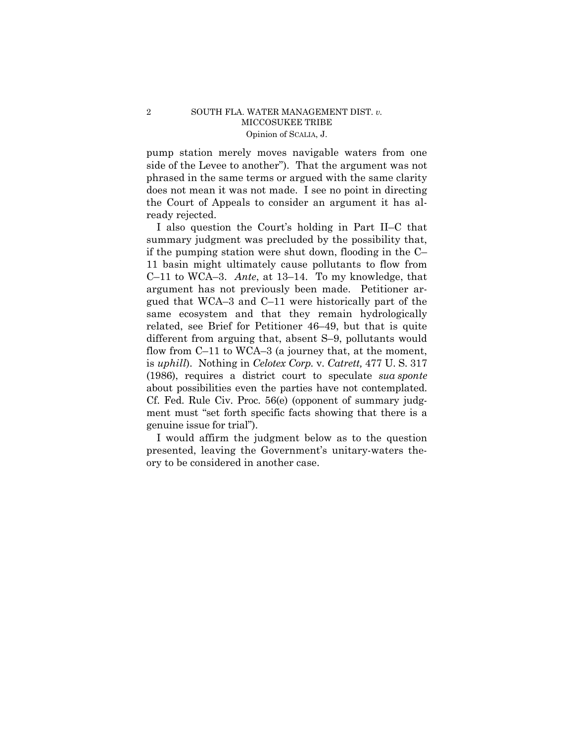pump station merely moves navigable waters from one side of the Levee to another"). That the argument was not phrased in the same terms or argued with the same clarity does not mean it was not made. I see no point in directing the Court of Appeals to consider an argument it has already rejected.

I also question the Court's holding in Part II–C that summary judgment was precluded by the possibility that, if the pumping station were shut down, flooding in the C–11 basin might ultimately cause pollutants to flow from C–11 to WCA–3. *Ante*, at 13–14. To my knowledge, that argument has not previously been made. Petitioner argued that WCA–3 and C–11 were historically part of the same ecosystem and that they remain hydrologically related, see Brief for Petitioner 46–49, but that is quite different from arguing that, absent S–9, pollutants would flow from C–11 to WCA–3 (a journey that, at the moment, is *uphill*). Nothing in *Celotex Corp.* v. *Catrett,* 477 U. S. 317 (1986), requires a district court to speculate *sua sponte* about possibilities even the parties have not contemplated. Cf. Fed. Rule Civ. Proc. 56(e) (opponent of summary judgment must "set forth specific facts showing that there is a genuine issue for trial").

I would affirm the judgment below as to the question presented, leaving the Government's unitary-waters theory to be considered in another case.